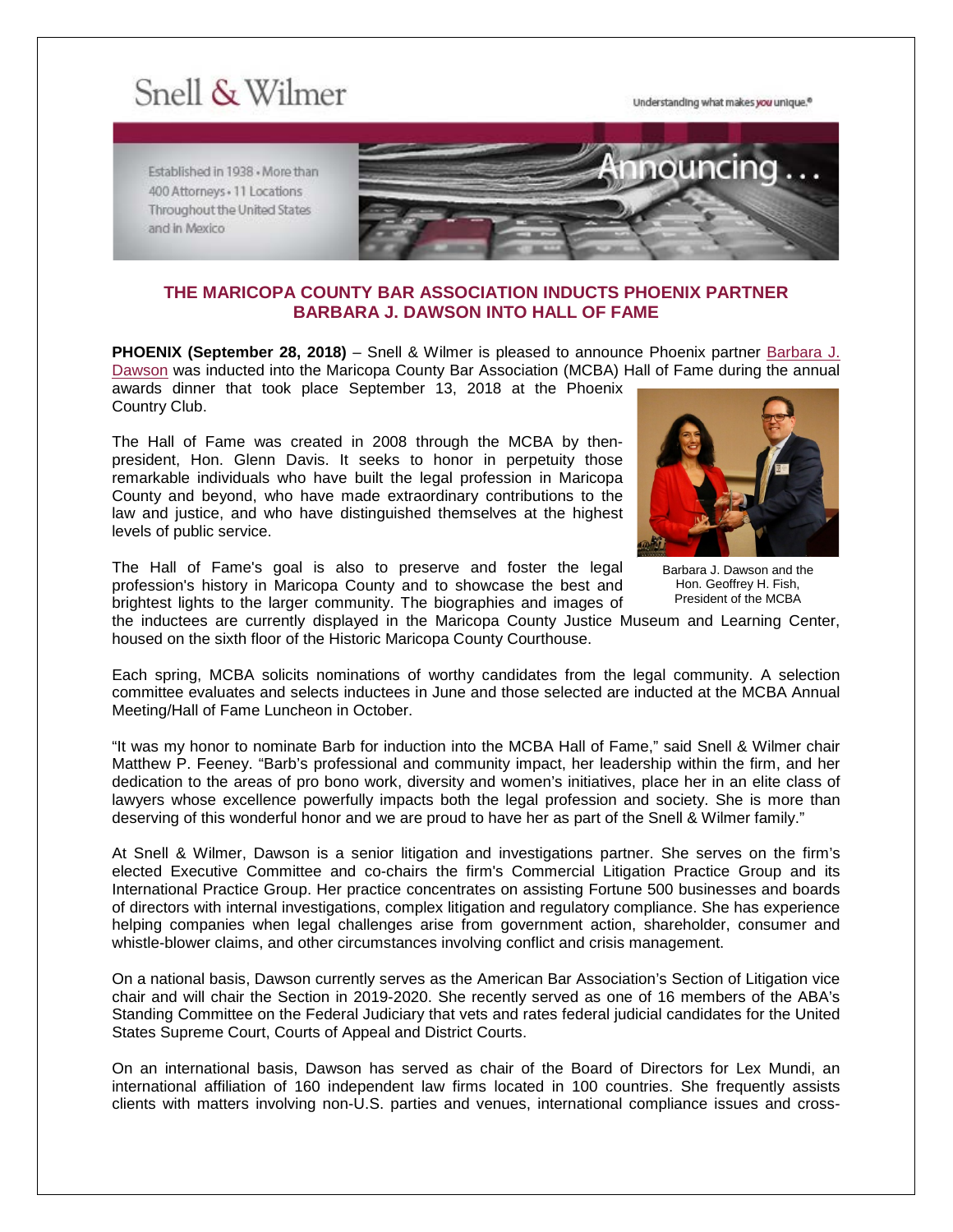Snell & Wilmer

Understanding what makes *you* unique.®

Established in 1938 • More than 400 Attorneys • 11 Locations Throughout the United States and in Mexico

Announcing . . .

## THE MARICOPA COUNTY BAR ASSOCIATION INDUCTS PHOENIX PARTNER BARBARA J. DAWSON INTO HALL OF FAME

**PHOENIX (September 28, 2018)** – Snell & Wilmer is pleased to announce Phoenix partner Barbara J. Dawson was inducted into the Maricopa County Bar Association (MCBA) Hall of Fame during the annual awards dinner that took place September 13, 2018 at the Phoenix Country Club.

The Hall of Fame was created in 2008 through the MCBA by then-president, Hon. Glenn Davis. It seeks to honor in perpetuity those remarkable individuals who have built the legal profession in Maricopa County and beyond, who have made extraordinary contributions to the law and justice, and who have distinguished themselves at the highest levels of public service.

The Hall of Fame's goal is also to preserve and foster the legal profession's history in Maricopa County and to showcase the best and brightest lights to the larger community. The biographies and images of the inductees are currently displayed in the Maricopa County Justice Museum and Learning Center, housed on the sixth floor of the Historic Maricopa County Courthouse.

Barbara J. Dawson and the Hon. Geoffrey H. Fish, President of the MCBA

Each spring, MCBA solicits nominations of worthy candidates from the legal community. A selection committee evaluates and selects inductees in June and those selected are inducted at the MCBA Annual Meeting/Hall of Fame Luncheon in October.

"It was my honor to nominate Barb for induction into the MCBA Hall of Fame," said Snell & Wilmer chair Matthew P. Feeney. "Barb's professional and community impact, her leadership within the firm, and her dedication to the areas of pro bono work, diversity and women's initiatives, place her in an elite class of lawyers whose excellence powerfully impacts both the legal profession and society. She is more than deserving of this wonderful honor and we are proud to have her as part of the Snell & Wilmer family."

At Snell & Wilmer, Dawson is a senior litigation and investigations partner. She serves on the firm's elected Executive Committee and co-chairs the firm's Commercial Litigation Practice Group and its International Practice Group. Her practice concentrates on assisting Fortune 500 businesses and boards of directors with internal investigations, complex litigation and regulatory compliance. She has experience helping companies when legal challenges arise from government action, shareholder, consumer and whistle-blower claims, and other circumstances involving conflict and crisis management.

On a national basis, Dawson currently serves as the American Bar Association's Section of Litigation vice chair and will chair the Section in 2019-2020. She recently served as one of 16 members of the ABA's Standing Committee on the Federal Judiciary that vets and rates federal judicial candidates for the United States Supreme Court, Courts of Appeal and District Courts.

On an international basis, Dawson has served as chair of the Board of Directors for Lex Mundi, an international affiliation of 160 independent law firms located in 100 countries. She frequently assists clients with matters involving non-U.S. parties and venues, international compliance issues and cross-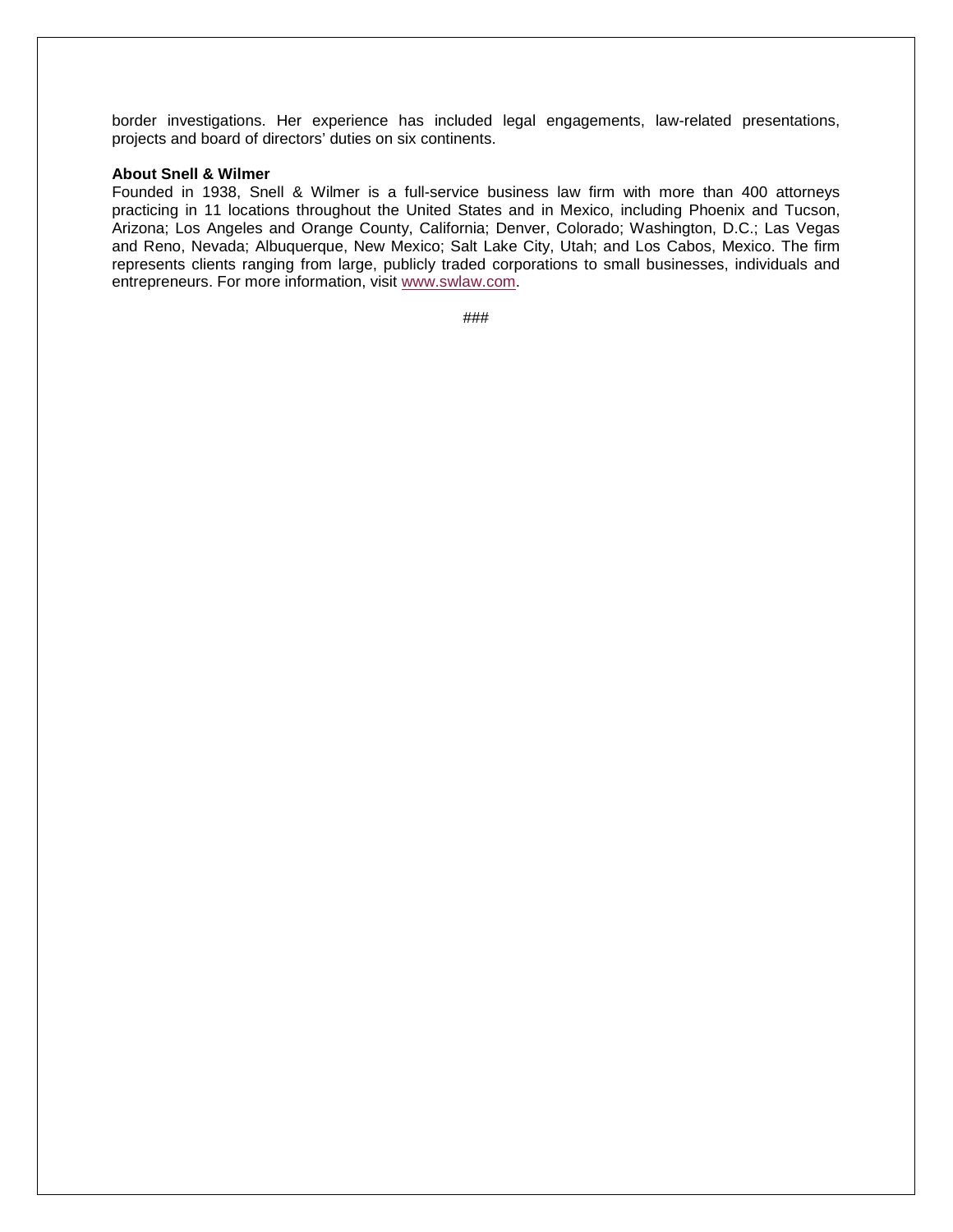border investigations. Her experience has included legal engagements, law-related presentations, projects and board of directors' duties on six continents.

**About Snell & Wilmer**

Founded in 1938, Snell & Wilmer is a full-service business law firm with more than 400 attorneys practicing in 11 locations throughout the United States and in Mexico, including Phoenix and Tucson, Arizona; Los Angeles and Orange County, California; Denver, Colorado; Washington, D.C.; Las Vegas and Reno, Nevada; Albuquerque, New Mexico; Salt Lake City, Utah; and Los Cabos, Mexico. The firm represents clients ranging from large, publicly traded corporations to small businesses, individuals and entrepreneurs. For more information, visit www.swlaw.com.

###